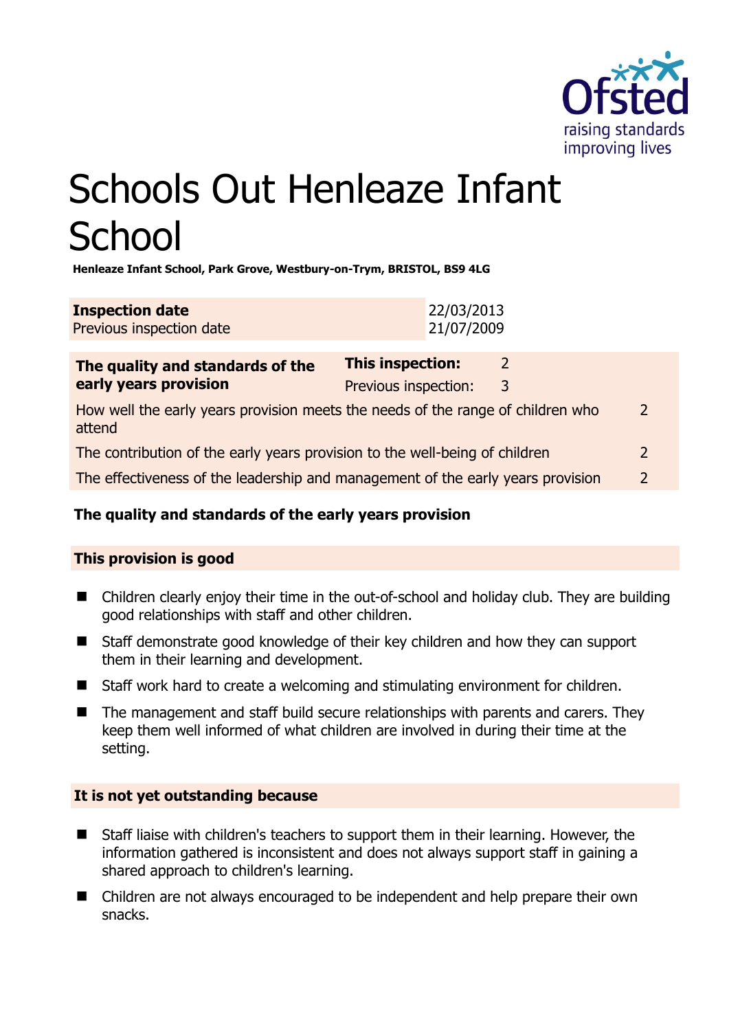# Schools Out Henleaze Infant School

**Henleaze Infant School, Park Grove, Westbury-on-Trym, BRISTOL, BS9 4LG**

| **Inspection date** | 22/03/2013 |
|---|---|
| Previous inspection date | 21/07/2009 |

| **The quality and standards of the early years provision** | **This inspection:** | 2 |
|---|---|---|
| | Previous inspection: | 3 |
| How well the early years provision meets the needs of the range of children who attend | | 2 |
| The contribution of the early years provision to the well-being of children | | 2 |
| The effectiveness of the leadership and management of the early years provision | | 2 |

## The quality and standards of the early years provision

### This provision is good

- Children clearly enjoy their time in the out-of-school and holiday club. They are building good relationships with staff and other children.
- Staff demonstrate good knowledge of their key children and how they can support them in their learning and development.
- Staff work hard to create a welcoming and stimulating environment for children.
- The management and staff build secure relationships with parents and carers. They keep them well informed of what children are involved in during their time at the setting.

### It is not yet outstanding because

- Staff liaise with children's teachers to support them in their learning. However, the information gathered is inconsistent and does not always support staff in gaining a shared approach to children's learning.
- Children are not always encouraged to be independent and help prepare their own snacks.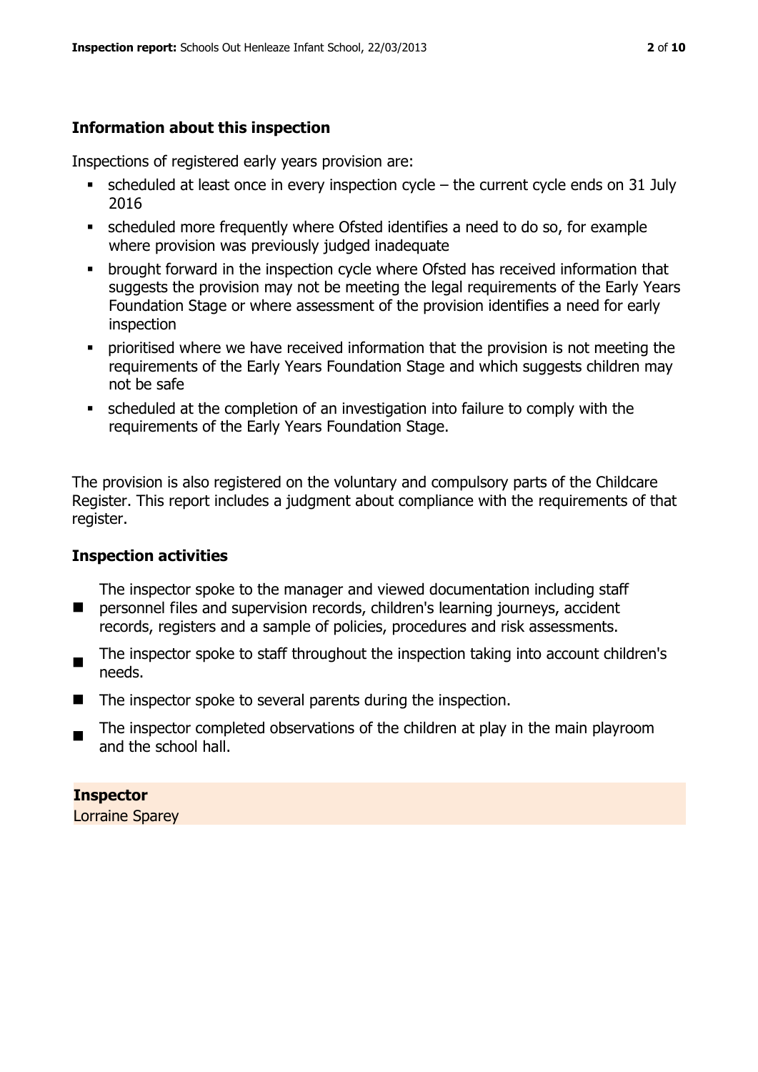## Information about this inspection

Inspections of registered early years provision are:

- scheduled at least once in every inspection cycle – the current cycle ends on 31 July 2016
- scheduled more frequently where Ofsted identifies a need to do so, for example where provision was previously judged inadequate
- brought forward in the inspection cycle where Ofsted has received information that suggests the provision may not be meeting the legal requirements of the Early Years Foundation Stage or where assessment of the provision identifies a need for early inspection
- prioritised where we have received information that the provision is not meeting the requirements of the Early Years Foundation Stage and which suggests children may not be safe
- scheduled at the completion of an investigation into failure to comply with the requirements of the Early Years Foundation Stage.

The provision is also registered on the voluntary and compulsory parts of the Childcare Register. This report includes a judgment about compliance with the requirements of that register.

## Inspection activities

- The inspector spoke to the manager and viewed documentation including staff personnel files and supervision records, children's learning journeys, accident records, registers and a sample of policies, procedures and risk assessments.
- The inspector spoke to staff throughout the inspection taking into account children's needs.
- The inspector spoke to several parents during the inspection.
- The inspector completed observations of the children at play in the main playroom and the school hall.

**Inspector**
Lorraine Sparey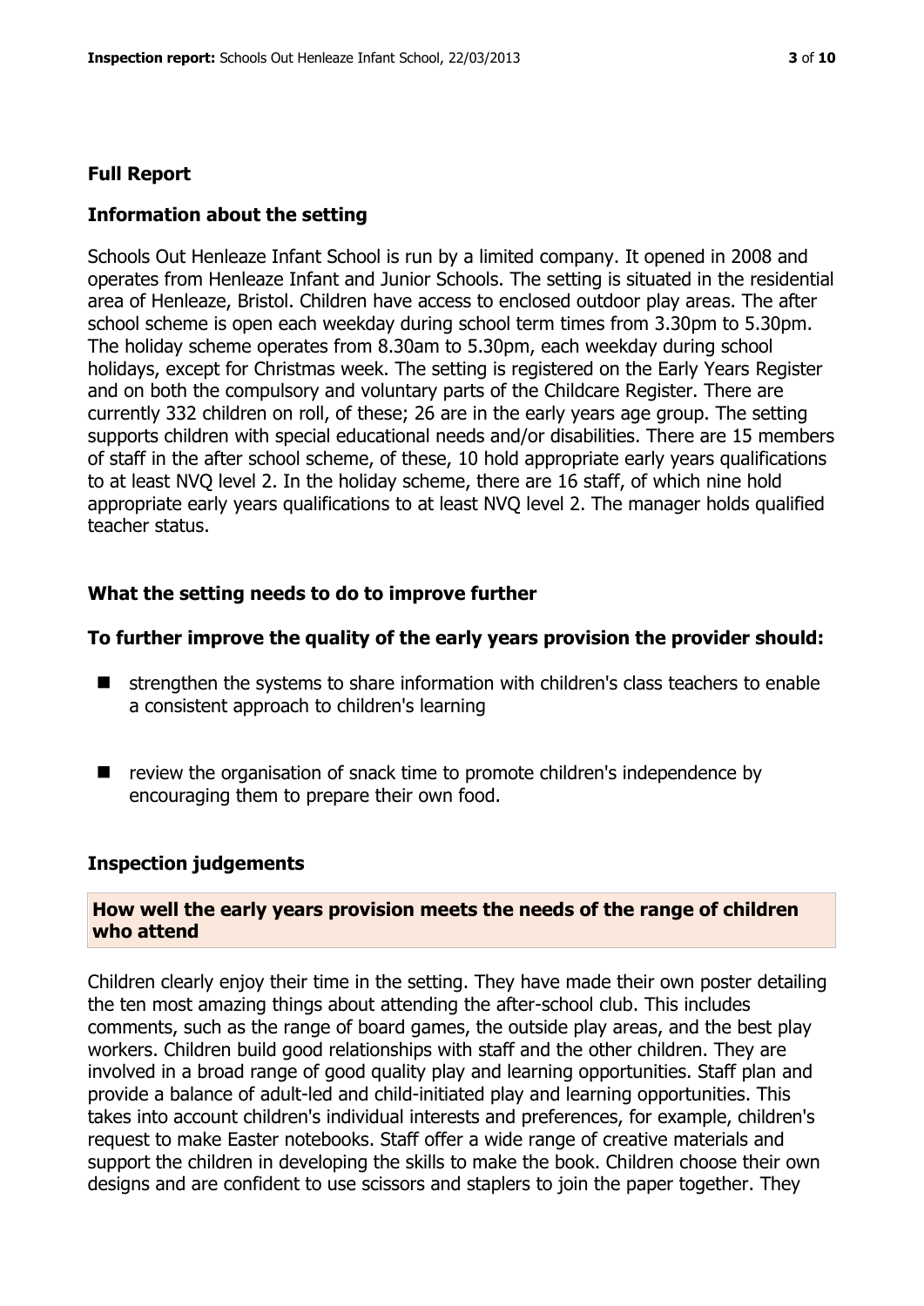## Full Report

### Information about the setting

Schools Out Henleaze Infant School is run by a limited company. It opened in 2008 and operates from Henleaze Infant and Junior Schools. The setting is situated in the residential area of Henleaze, Bristol. Children have access to enclosed outdoor play areas. The after school scheme is open each weekday during school term times from 3.30pm to 5.30pm. The holiday scheme operates from 8.30am to 5.30pm, each weekday during school holidays, except for Christmas week. The setting is registered on the Early Years Register and on both the compulsory and voluntary parts of the Childcare Register. There are currently 332 children on roll, of these; 26 are in the early years age group. The setting supports children with special educational needs and/or disabilities. There are 15 members of staff in the after school scheme, of these, 10 hold appropriate early years qualifications to at least NVQ level 2. In the holiday scheme, there are 16 staff, of which nine hold appropriate early years qualifications to at least NVQ level 2. The manager holds qualified teacher status.

### What the setting needs to do to improve further

#### To further improve the quality of the early years provision the provider should:

- strengthen the systems to share information with children's class teachers to enable a consistent approach to children's learning
- review the organisation of snack time to promote children's independence by encouraging them to prepare their own food.

### Inspection judgements

#### How well the early years provision meets the needs of the range of children who attend

Children clearly enjoy their time in the setting. They have made their own poster detailing the ten most amazing things about attending the after-school club. This includes comments, such as the range of board games, the outside play areas, and the best play workers. Children build good relationships with staff and the other children. They are involved in a broad range of good quality play and learning opportunities. Staff plan and provide a balance of adult-led and child-initiated play and learning opportunities. This takes into account children's individual interests and preferences, for example, children's request to make Easter notebooks. Staff offer a wide range of creative materials and support the children in developing the skills to make the book. Children choose their own designs and are confident to use scissors and staplers to join the paper together. They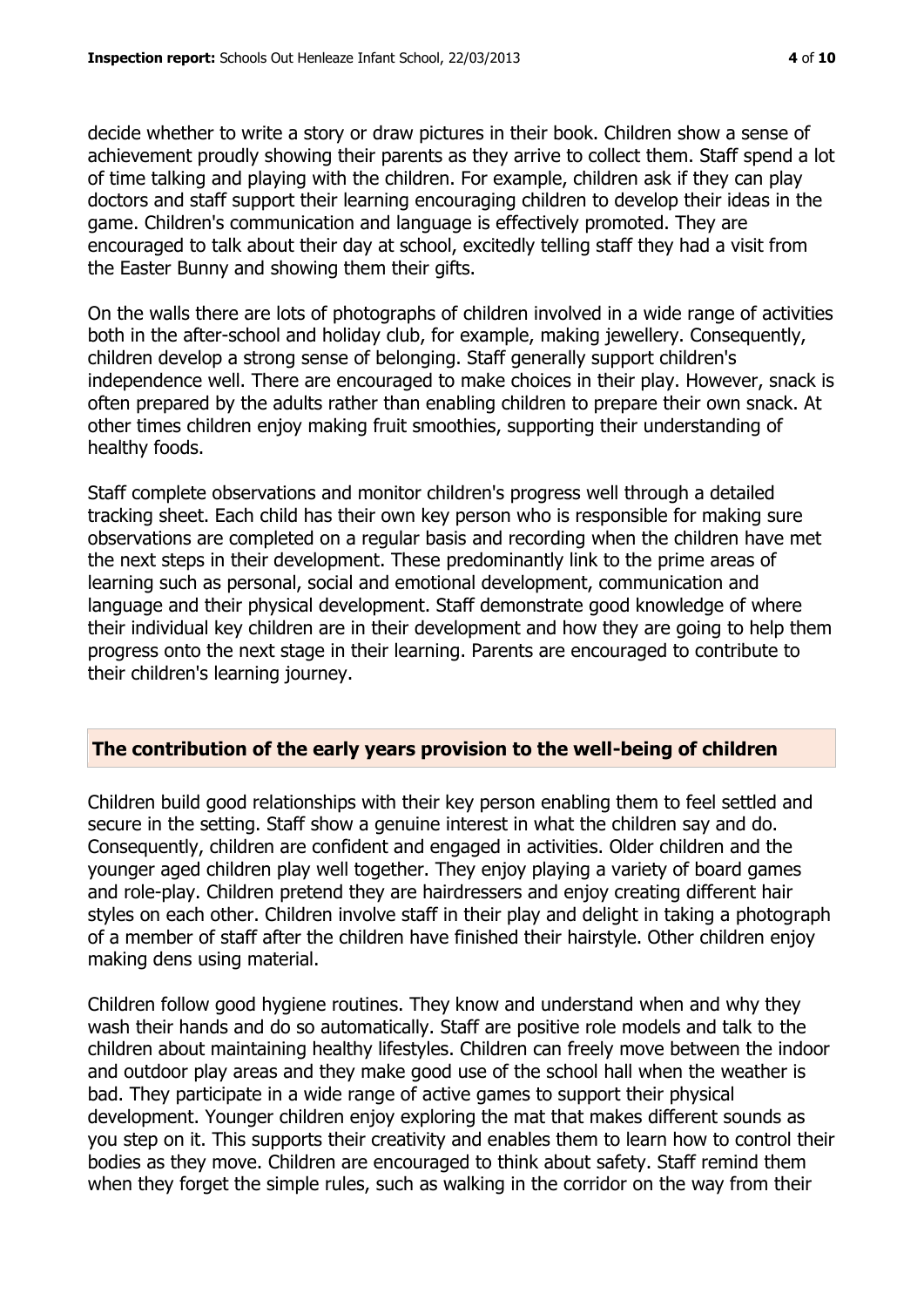decide whether to write a story or draw pictures in their book. Children show a sense of achievement proudly showing their parents as they arrive to collect them. Staff spend a lot of time talking and playing with the children. For example, children ask if they can play doctors and staff support their learning encouraging children to develop their ideas in the game. Children's communication and language is effectively promoted. They are encouraged to talk about their day at school, excitedly telling staff they had a visit from the Easter Bunny and showing them their gifts.

On the walls there are lots of photographs of children involved in a wide range of activities both in the after-school and holiday club, for example, making jewellery. Consequently, children develop a strong sense of belonging. Staff generally support children's independence well. There are encouraged to make choices in their play. However, snack is often prepared by the adults rather than enabling children to prepare their own snack. At other times children enjoy making fruit smoothies, supporting their understanding of healthy foods.

Staff complete observations and monitor children's progress well through a detailed tracking sheet. Each child has their own key person who is responsible for making sure observations are completed on a regular basis and recording when the children have met the next steps in their development. These predominantly link to the prime areas of learning such as personal, social and emotional development, communication and language and their physical development. Staff demonstrate good knowledge of where their individual key children are in their development and how they are going to help them progress onto the next stage in their learning. Parents are encouraged to contribute to their children's learning journey.

## The contribution of the early years provision to the well-being of children

Children build good relationships with their key person enabling them to feel settled and secure in the setting. Staff show a genuine interest in what the children say and do. Consequently, children are confident and engaged in activities. Older children and the younger aged children play well together. They enjoy playing a variety of board games and role-play. Children pretend they are hairdressers and enjoy creating different hair styles on each other. Children involve staff in their play and delight in taking a photograph of a member of staff after the children have finished their hairstyle. Other children enjoy making dens using material.

Children follow good hygiene routines. They know and understand when and why they wash their hands and do so automatically. Staff are positive role models and talk to the children about maintaining healthy lifestyles. Children can freely move between the indoor and outdoor play areas and they make good use of the school hall when the weather is bad. They participate in a wide range of active games to support their physical development. Younger children enjoy exploring the mat that makes different sounds as you step on it. This supports their creativity and enables them to learn how to control their bodies as they move. Children are encouraged to think about safety. Staff remind them when they forget the simple rules, such as walking in the corridor on the way from their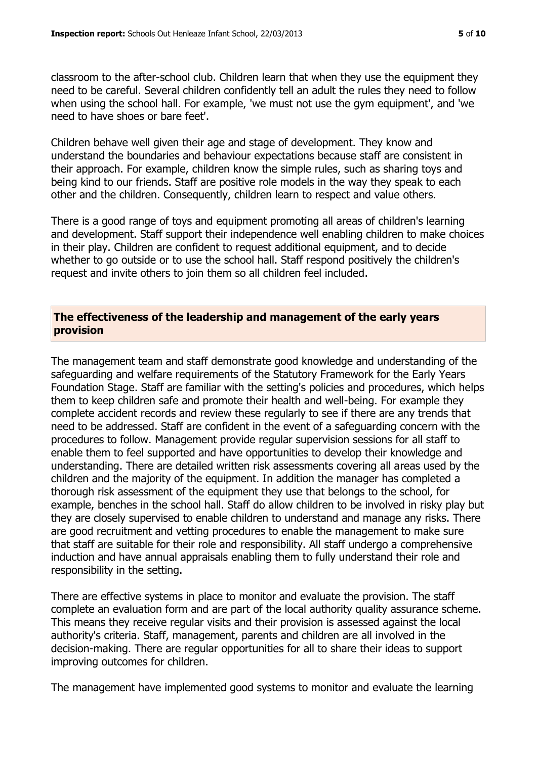classroom to the after-school club. Children learn that when they use the equipment they need to be careful. Several children confidently tell an adult the rules they need to follow when using the school hall. For example, 'we must not use the gym equipment', and 'we need to have shoes or bare feet'.

Children behave well given their age and stage of development. They know and understand the boundaries and behaviour expectations because staff are consistent in their approach. For example, children know the simple rules, such as sharing toys and being kind to our friends. Staff are positive role models in the way they speak to each other and the children. Consequently, children learn to respect and value others.

There is a good range of toys and equipment promoting all areas of children's learning and development. Staff support their independence well enabling children to make choices in their play. Children are confident to request additional equipment, and to decide whether to go outside or to use the school hall. Staff respond positively the children's request and invite others to join them so all children feel included.

## The effectiveness of the leadership and management of the early years provision

The management team and staff demonstrate good knowledge and understanding of the safeguarding and welfare requirements of the Statutory Framework for the Early Years Foundation Stage. Staff are familiar with the setting's policies and procedures, which helps them to keep children safe and promote their health and well-being. For example they complete accident records and review these regularly to see if there are any trends that need to be addressed. Staff are confident in the event of a safeguarding concern with the procedures to follow. Management provide regular supervision sessions for all staff to enable them to feel supported and have opportunities to develop their knowledge and understanding. There are detailed written risk assessments covering all areas used by the children and the majority of the equipment. In addition the manager has completed a thorough risk assessment of the equipment they use that belongs to the school, for example, benches in the school hall. Staff do allow children to be involved in risky play but they are closely supervised to enable children to understand and manage any risks. There are good recruitment and vetting procedures to enable the management to make sure that staff are suitable for their role and responsibility. All staff undergo a comprehensive induction and have annual appraisals enabling them to fully understand their role and responsibility in the setting.

There are effective systems in place to monitor and evaluate the provision. The staff complete an evaluation form and are part of the local authority quality assurance scheme. This means they receive regular visits and their provision is assessed against the local authority's criteria. Staff, management, parents and children are all involved in the decision-making. There are regular opportunities for all to share their ideas to support improving outcomes for children.

The management have implemented good systems to monitor and evaluate the learning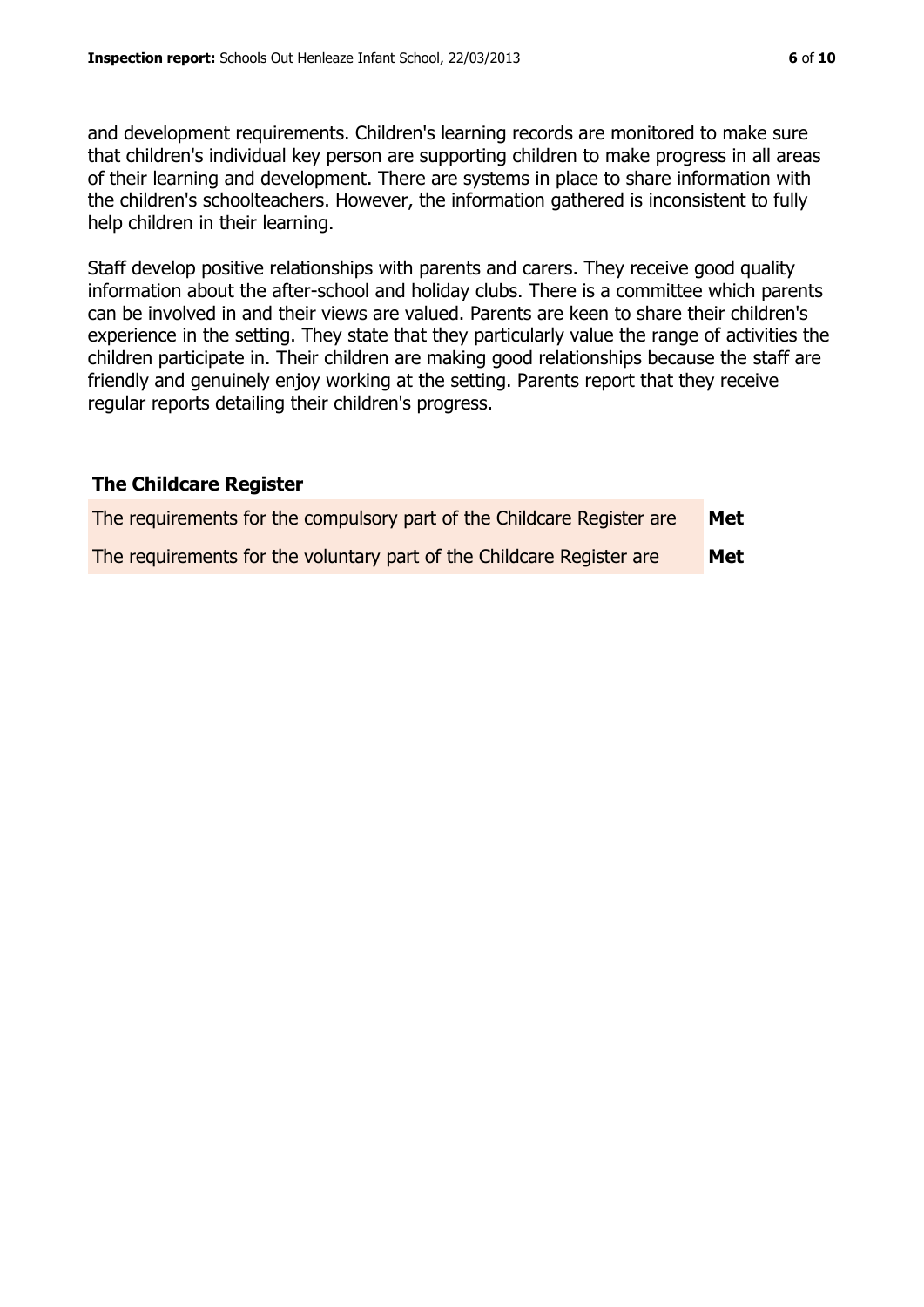and development requirements. Children's learning records are monitored to make sure that children's individual key person are supporting children to make progress in all areas of their learning and development. There are systems in place to share information with the children's schoolteachers. However, the information gathered is inconsistent to fully help children in their learning.

Staff develop positive relationships with parents and carers. They receive good quality information about the after-school and holiday clubs. There is a committee which parents can be involved in and their views are valued. Parents are keen to share their children's experience in the setting. They state that they particularly value the range of activities the children participate in. Their children are making good relationships because the staff are friendly and genuinely enjoy working at the setting. Parents report that they receive regular reports detailing their children's progress.

### The Childcare Register

| | |
|---|---|
| The requirements for the compulsory part of the Childcare Register are | **Met** |
| The requirements for the voluntary part of the Childcare Register are | **Met** |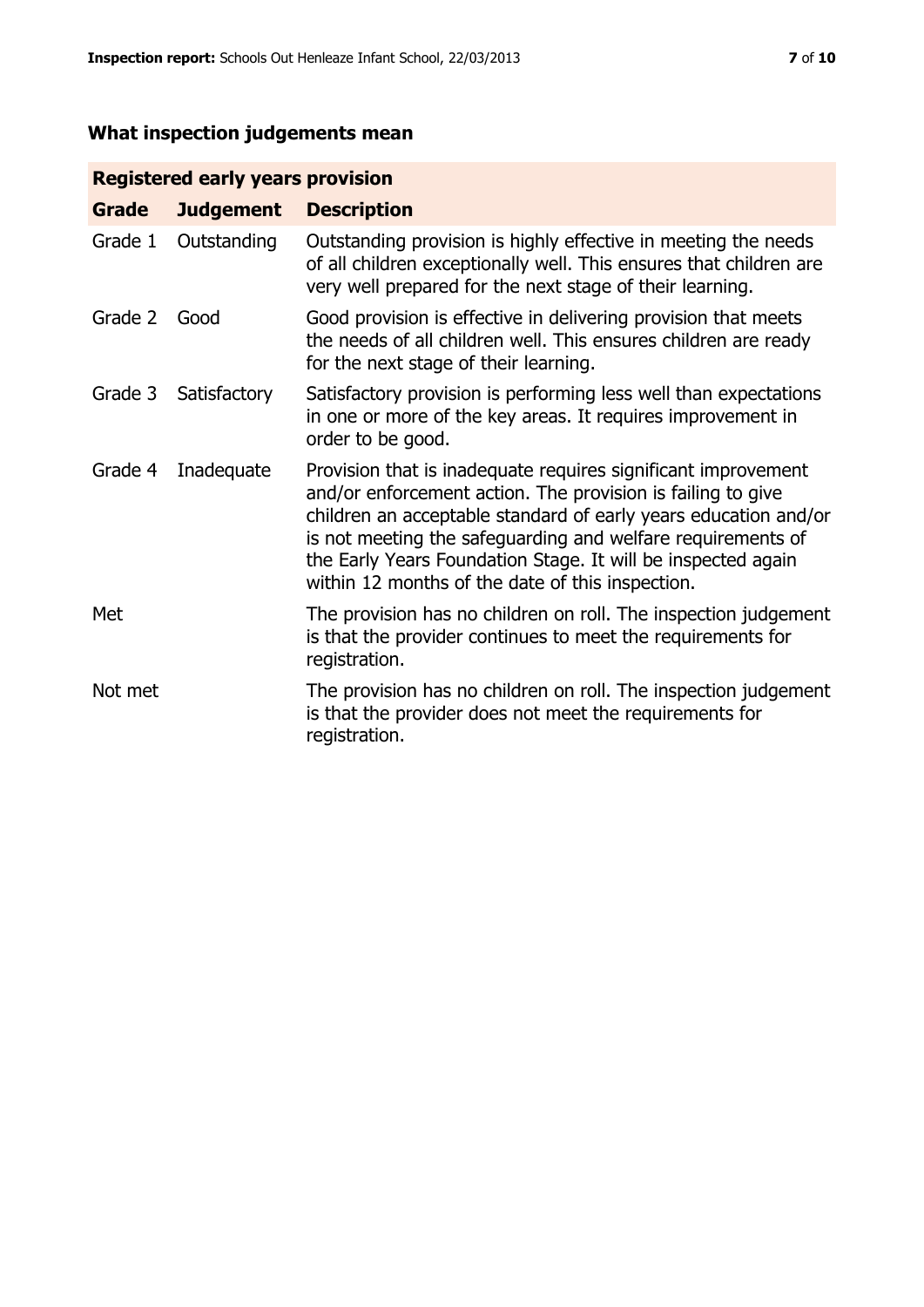## What inspection judgements mean

| Registered early years provision | | |
|---|---|---|
| **Grade** | **Judgement** | **Description** |
| Grade 1 | Outstanding | Outstanding provision is highly effective in meeting the needs of all children exceptionally well. This ensures that children are very well prepared for the next stage of their learning. |
| Grade 2 | Good | Good provision is effective in delivering provision that meets the needs of all children well. This ensures children are ready for the next stage of their learning. |
| Grade 3 | Satisfactory | Satisfactory provision is performing less well than expectations in one or more of the key areas. It requires improvement in order to be good. |
| Grade 4 | Inadequate | Provision that is inadequate requires significant improvement and/or enforcement action. The provision is failing to give children an acceptable standard of early years education and/or is not meeting the safeguarding and welfare requirements of the Early Years Foundation Stage. It will be inspected again within 12 months of the date of this inspection. |
| Met | | The provision has no children on roll. The inspection judgement is that the provider continues to meet the requirements for registration. |
| Not met | | The provision has no children on roll. The inspection judgement is that the provider does not meet the requirements for registration. |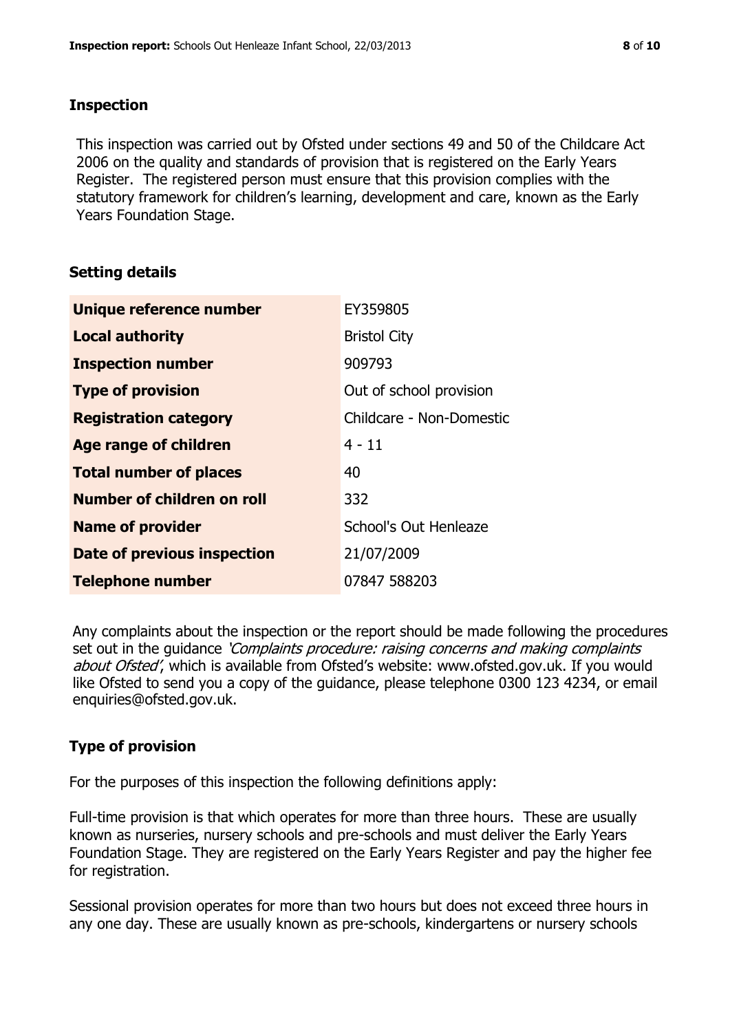## Inspection

This inspection was carried out by Ofsted under sections 49 and 50 of the Childcare Act 2006 on the quality and standards of provision that is registered on the Early Years Register. The registered person must ensure that this provision complies with the statutory framework for children's learning, development and care, known as the Early Years Foundation Stage.

## Setting details

| | |
|---|---|
| **Unique reference number** | EY359805 |
| **Local authority** | Bristol City |
| **Inspection number** | 909793 |
| **Type of provision** | Out of school provision |
| **Registration category** | Childcare - Non-Domestic |
| **Age range of children** | 4 - 11 |
| **Total number of places** | 40 |
| **Number of children on roll** | 332 |
| **Name of provider** | School's Out Henleaze |
| **Date of previous inspection** | 21/07/2009 |
| **Telephone number** | 07847 588203 |

Any complaints about the inspection or the report should be made following the procedures set out in the guidance *'Complaints procedure: raising concerns and making complaints about Ofsted'*, which is available from Ofsted's website: www.ofsted.gov.uk. If you would like Ofsted to send you a copy of the guidance, please telephone 0300 123 4234, or email enquiries@ofsted.gov.uk.

## Type of provision

For the purposes of this inspection the following definitions apply:

Full-time provision is that which operates for more than three hours. These are usually known as nurseries, nursery schools and pre-schools and must deliver the Early Years Foundation Stage. They are registered on the Early Years Register and pay the higher fee for registration.

Sessional provision operates for more than two hours but does not exceed three hours in any one day. These are usually known as pre-schools, kindergartens or nursery schools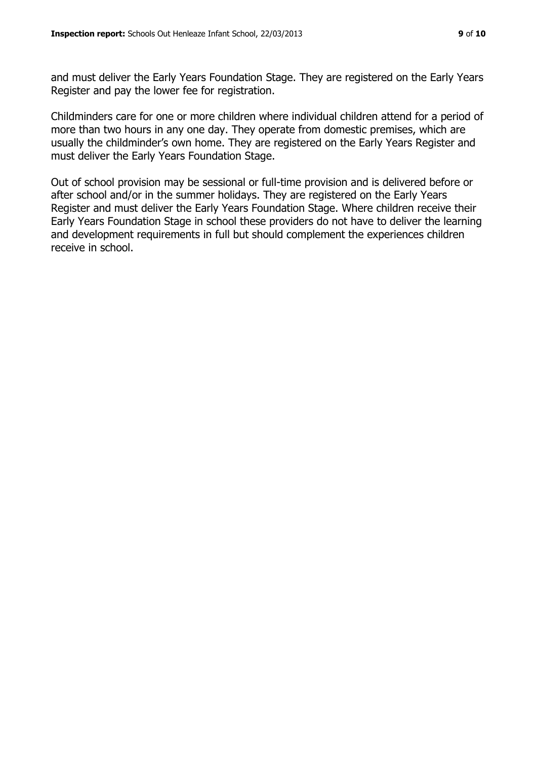and must deliver the Early Years Foundation Stage. They are registered on the Early Years Register and pay the lower fee for registration.

Childminders care for one or more children where individual children attend for a period of more than two hours in any one day. They operate from domestic premises, which are usually the childminder's own home. They are registered on the Early Years Register and must deliver the Early Years Foundation Stage.

Out of school provision may be sessional or full-time provision and is delivered before or after school and/or in the summer holidays. They are registered on the Early Years Register and must deliver the Early Years Foundation Stage. Where children receive their Early Years Foundation Stage in school these providers do not have to deliver the learning and development requirements in full but should complement the experiences children receive in school.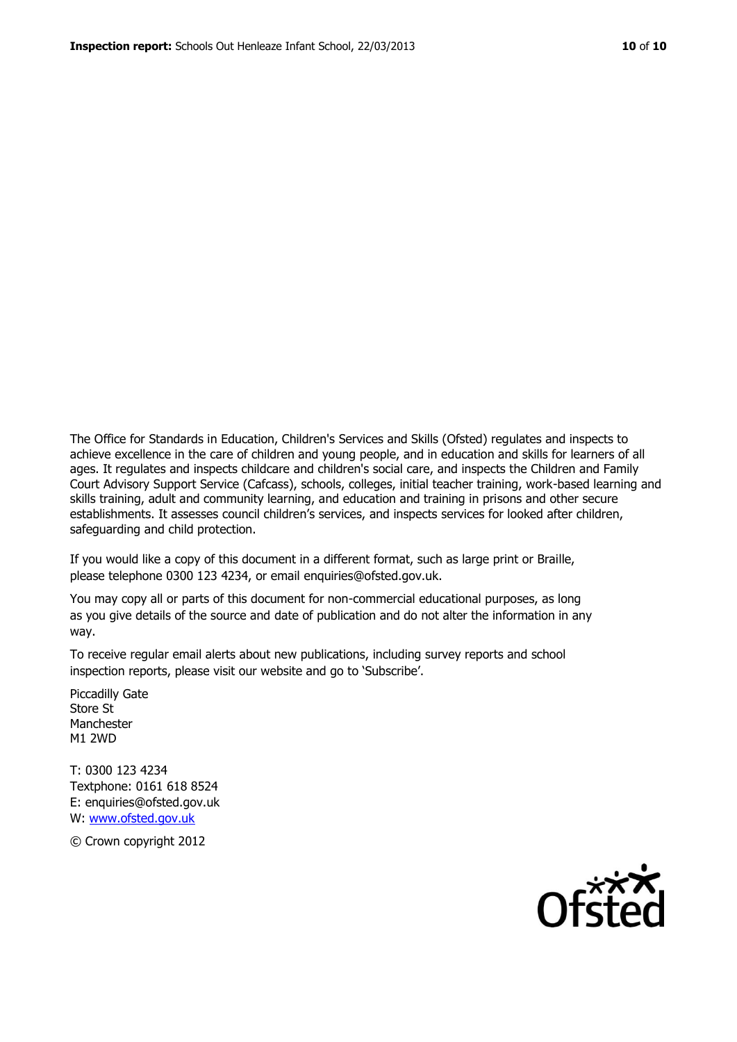The Office for Standards in Education, Children's Services and Skills (Ofsted) regulates and inspects to achieve excellence in the care of children and young people, and in education and skills for learners of all ages. It regulates and inspects childcare and children's social care, and inspects the Children and Family Court Advisory Support Service (Cafcass), schools, colleges, initial teacher training, work-based learning and skills training, adult and community learning, and education and training in prisons and other secure establishments. It assesses council children's services, and inspects services for looked after children, safeguarding and child protection.

If you would like a copy of this document in a different format, such as large print or Braille, please telephone 0300 123 4234, or email enquiries@ofsted.gov.uk.

You may copy all or parts of this document for non-commercial educational purposes, as long as you give details of the source and date of publication and do not alter the information in any way.

To receive regular email alerts about new publications, including survey reports and school inspection reports, please visit our website and go to 'Subscribe'.

Piccadilly Gate
Store St
Manchester
M1 2WD

T: 0300 123 4234
Textphone: 0161 618 8524
E: enquiries@ofsted.gov.uk
W: www.ofsted.gov.uk

© Crown copyright 2012

Ofsted